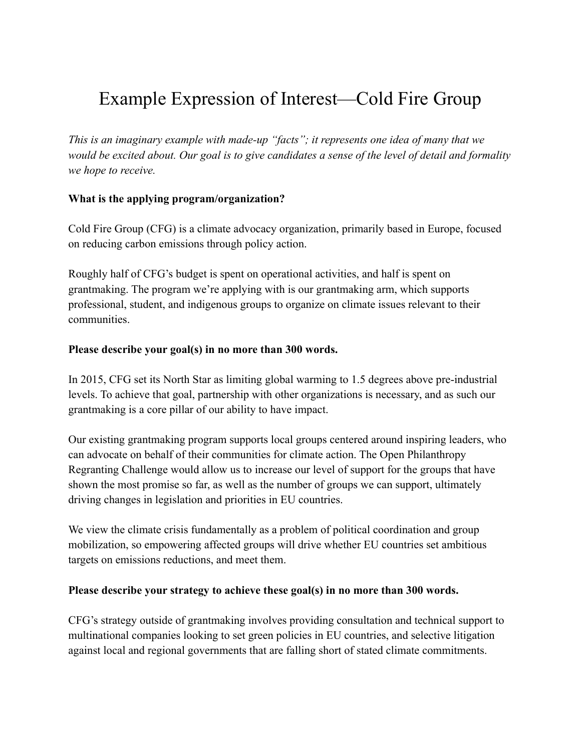# Example Expression of Interest—Cold Fire Group

*This is an imaginary example with made-up "facts"; it represents one idea of many that we would be excited about. Our goal is to give candidates a sense of the level of detail and formality we hope to receive.*

**What is the applying program/organization?**

Cold Fire Group (CFG) is a climate advocacy organization, primarily based in Europe, focused on reducing carbon emissions through policy action.

Roughly half of CFG's budget is spent on operational activities, and half is spent on grantmaking. The program we're applying with is our grantmaking arm, which supports professional, student, and indigenous groups to organize on climate issues relevant to their communities.

**Please describe your goal(s) in no more than 300 words.**

In 2015, CFG set its North Star as limiting global warming to 1.5 degrees above pre-industrial levels. To achieve that goal, partnership with other organizations is necessary, and as such our grantmaking is a core pillar of our ability to have impact.

Our existing grantmaking program supports local groups centered around inspiring leaders, who can advocate on behalf of their communities for climate action. The Open Philanthropy Regranting Challenge would allow us to increase our level of support for the groups that have shown the most promise so far, as well as the number of groups we can support, ultimately driving changes in legislation and priorities in EU countries.

We view the climate crisis fundamentally as a problem of political coordination and group mobilization, so empowering affected groups will drive whether EU countries set ambitious targets on emissions reductions, and meet them.

**Please describe your strategy to achieve these goal(s) in no more than 300 words.**

CFG's strategy outside of grantmaking involves providing consultation and technical support to multinational companies looking to set green policies in EU countries, and selective litigation against local and regional governments that are falling short of stated climate commitments.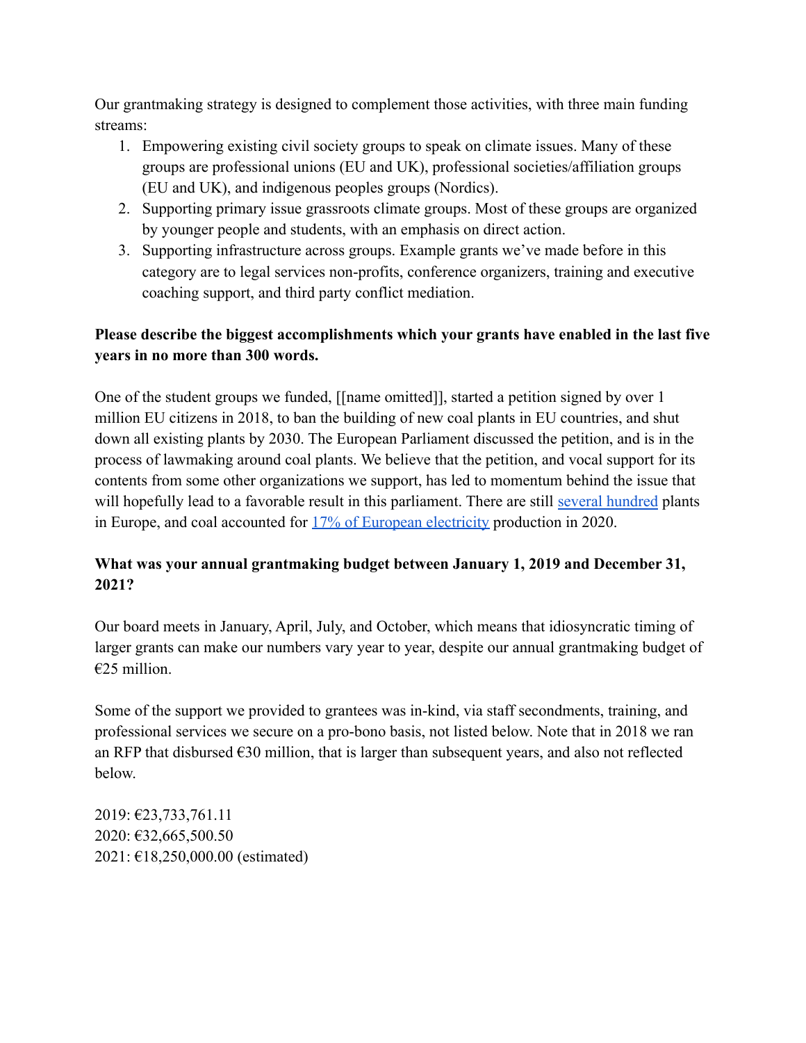Our grantmaking strategy is designed to complement those activities, with three main funding streams:

1. Empowering existing civil society groups to speak on climate issues. Many of these groups are professional unions (EU and UK), professional societies/affiliation groups (EU and UK), and indigenous peoples groups (Nordics).
2. Supporting primary issue grassroots climate groups. Most of these groups are organized by younger people and students, with an emphasis on direct action.
3. Supporting infrastructure across groups. Example grants we've made before in this category are to legal services non-profits, conference organizers, training and executive coaching support, and third party conflict mediation.

**Please describe the biggest accomplishments which your grants have enabled in the last five years in no more than 300 words.**

One of the student groups we funded, [[name omitted]], started a petition signed by over 1 million EU citizens in 2018, to ban the building of new coal plants in EU countries, and shut down all existing plants by 2030. The European Parliament discussed the petition, and is in the process of lawmaking around coal plants. We believe that the petition, and vocal support for its contents from some other organizations we support, has led to momentum behind the issue that will hopefully lead to a favorable result in this parliament. There are still several hundred plants in Europe, and coal accounted for 17% of European electricity production in 2020.

**What was your annual grantmaking budget between January 1, 2019 and December 31, 2021?**

Our board meets in January, April, July, and October, which means that idiosyncratic timing of larger grants can make our numbers vary year to year, despite our annual grantmaking budget of €25 million.

Some of the support we provided to grantees was in-kind, via staff secondments, training, and professional services we secure on a pro-bono basis, not listed below. Note that in 2018 we ran an RFP that disbursed €30 million, that is larger than subsequent years, and also not reflected below.

2019: €23,733,761.11
2020: €32,665,500.50
2021: €18,250,000.00 (estimated)